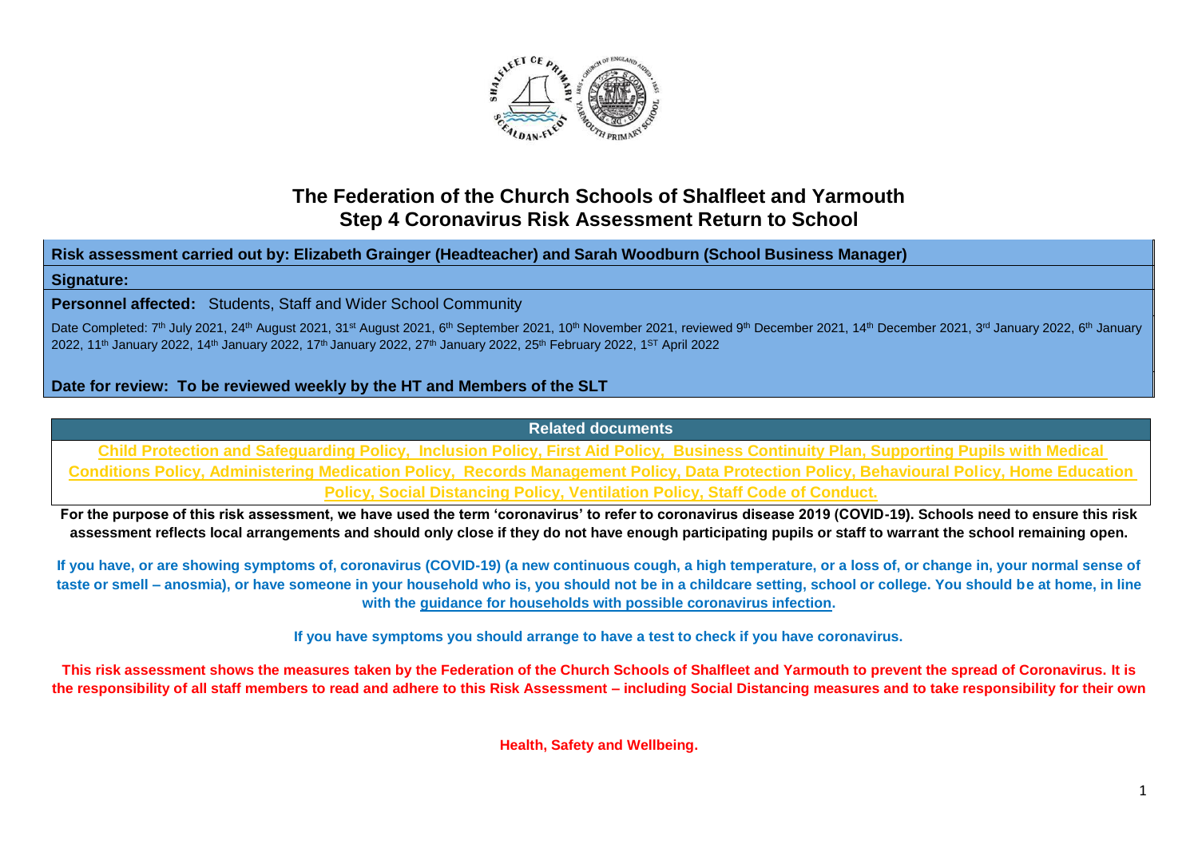# The Federation of the Church Schools of Shalfleet and Yarmouth
## Step 4 Coronavirus Risk Assessment Return to School

**Risk assessment carried out by: Elizabeth Grainger (Headteacher) and Sarah Woodburn (School Business Manager)**

**Signature:**

**Personnel affected:** Students, Staff and Wider School Community

Date Completed: 7th July 2021, 24th August 2021, 31st August 2021, 6th September 2021, 10th November 2021, reviewed 9th December 2021, 14th December 2021, 3rd January 2022, 6th January 2022, 11th January 2022, 14th January 2022, 17th January 2022, 27th January 2022, 25th February 2022, 1ST April 2022

**Date for review: To be reviewed weekly by the HT and Members of the SLT**

| **Related documents** |
| --- |
| **Child Protection and Safeguarding Policy, Inclusion Policy, First Aid Policy, Business Continuity Plan, Supporting Pupils with Medical Conditions Policy, Administering Medication Policy, Records Management Policy, Data Protection Policy, Behavioural Policy, Home Education Policy, Social Distancing Policy, Ventilation Policy, Staff Code of Conduct.** |

**For the purpose of this risk assessment, we have used the term 'coronavirus' to refer to coronavirus disease 2019 (COVID-19). Schools need to ensure this risk assessment reflects local arrangements and should only close if they do not have enough participating pupils or staff to warrant the school remaining open.**

**If you have, or are showing symptoms of, coronavirus (COVID-19) (a new continuous cough, a high temperature, or a loss of, or change in, your normal sense of taste or smell – anosmia), or have someone in your household who is, you should not be in a childcare setting, school or college. You should be at home, in line with the guidance for households with possible coronavirus infection.**

**If you have symptoms you should arrange to have a test to check if you have coronavirus.**

**This risk assessment shows the measures taken by the Federation of the Church Schools of Shalfleet and Yarmouth to prevent the spread of Coronavirus. It is the responsibility of all staff members to read and adhere to this Risk Assessment – including Social Distancing measures and to take responsibility for their own Health, Safety and Wellbeing.**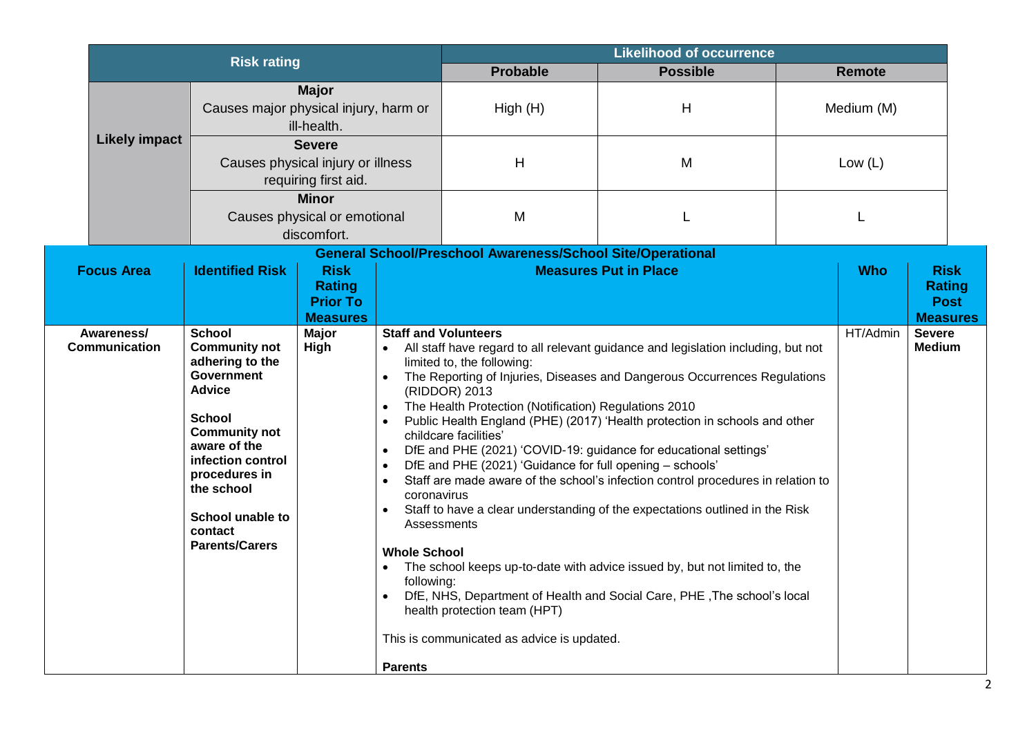| Risk rating | | Likelihood of occurrence | | |
|---|---|---|---|---|
| | | **Probable** | **Possible** | **Remote** |
| **Likely impact** | **Major** Causes major physical injury, harm or ill-health. | High (H) | H | Medium (M) |
| | **Severe** Causes physical injury or illness requiring first aid. | H | M | Low (L) |
| | **Minor** Causes physical or emotional discomfort. | M | L | L |

**General School/Preschool Awareness/School Site/Operational**

| Focus Area | Identified Risk | Risk Rating Prior To Measures | Measures Put in Place | Who | Risk Rating Post Measures |
|---|---|---|---|---|---|
| **Awareness/ Communication** | **School Community not adhering to the Government Advice**<br><br>**School Community not aware of the infection control procedures in the school**<br><br>**School unable to contact Parents/Carers** | **Major High** | **Staff and Volunteers**<br>• All staff have regard to all relevant guidance and legislation including, but not limited to, the following:<br>• The Reporting of Injuries, Diseases and Dangerous Occurrences Regulations (RIDDOR) 2013<br>• The Health Protection (Notification) Regulations 2010<br>• Public Health England (PHE) (2017) 'Health protection in schools and other childcare facilities'<br>• DfE and PHE (2021) 'COVID-19: guidance for educational settings'<br>• DfE and PHE (2021) 'Guidance for full opening – schools'<br>• Staff are made aware of the school's infection control procedures in relation to coronavirus<br>• Staff to have a clear understanding of the expectations outlined in the Risk Assessments<br><br>**Whole School**<br>• The school keeps up-to-date with advice issued by, but not limited to, the following:<br>• DfE, NHS, Department of Health and Social Care, PHE ,The school's local health protection team (HPT)<br><br>This is communicated as advice is updated.<br><br>**Parents** | HT/Admin | **Severe Medium** |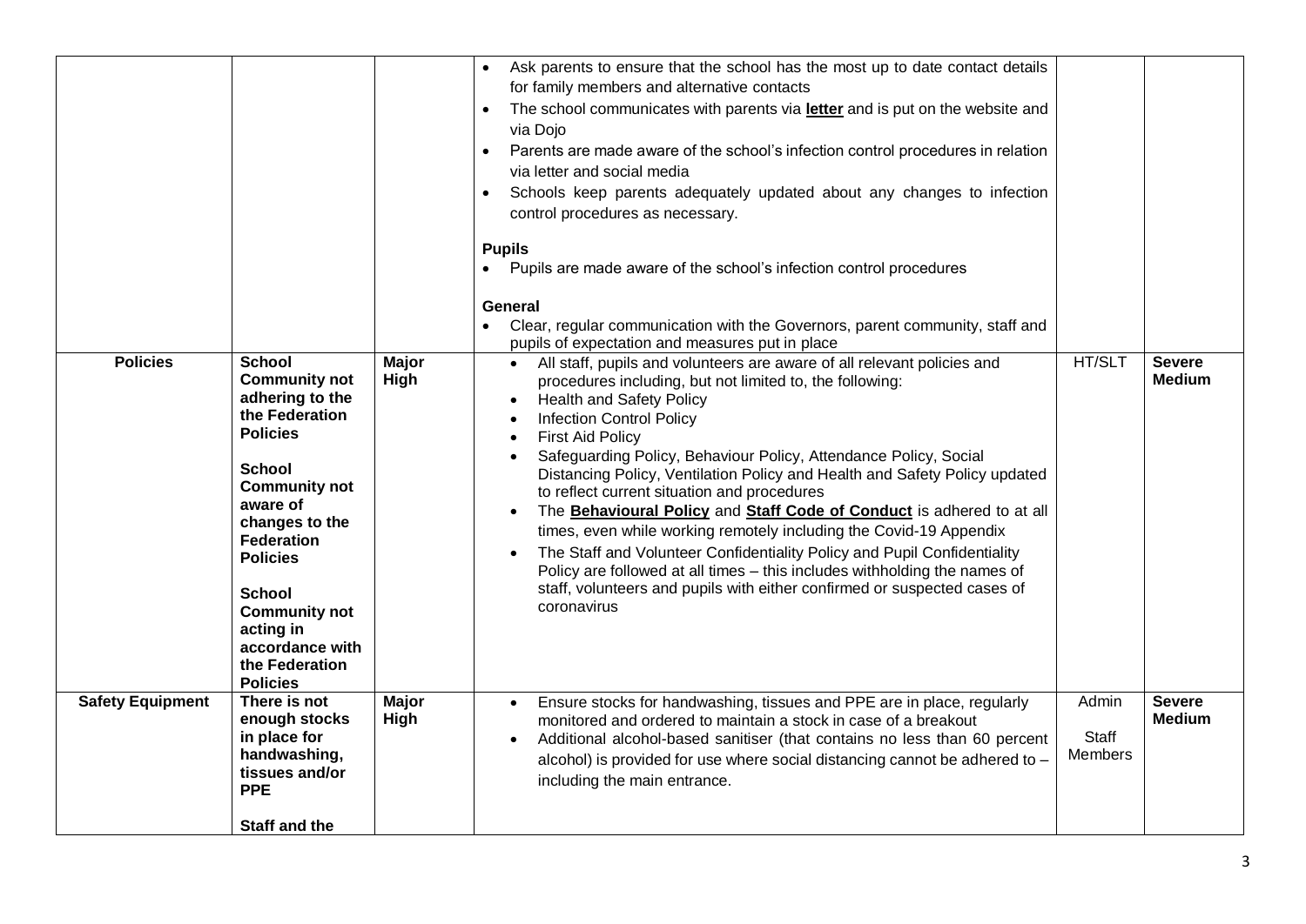| | | | | | |
|---|---|---|---|---|---|
| | | | • Ask parents to ensure that the school has the most up to date contact details for family members and alternative contacts<br>• The school communicates with parents via **letter** and is put on the website and via Dojo<br>• Parents are made aware of the school's infection control procedures in relation via letter and social media<br>• Schools keep parents adequately updated about any changes to infection control procedures as necessary.<br><br>**Pupils**<br>• Pupils are made aware of the school's infection control procedures<br><br>**General**<br>• Clear, regular communication with the Governors, parent community, staff and pupils of expectation and measures put in place | | |
| **Policies** | **School Community not adhering to the the Federation Policies**<br><br>**School Community not aware of changes to the Federation Policies**<br><br>**School Community not acting in accordance with the Federation Policies** | **Major High** | • All staff, pupils and volunteers are aware of all relevant policies and procedures including, but not limited to, the following:<br>• Health and Safety Policy<br>• Infection Control Policy<br>• First Aid Policy<br>• Safeguarding Policy, Behaviour Policy, Attendance Policy, Social Distancing Policy, Ventilation Policy and Health and Safety Policy updated to reflect current situation and procedures<br>• The **Behavioural Policy** and **Staff Code of Conduct** is adhered to at all times, even while working remotely including the Covid-19 Appendix<br>• The Staff and Volunteer Confidentiality Policy and Pupil Confidentiality Policy are followed at all times – this includes withholding the names of staff, volunteers and pupils with either confirmed or suspected cases of coronavirus | HT/SLT | **Severe Medium** |
| **Safety Equipment** | **There is not enough stocks in place for handwashing, tissues and/or PPE**<br><br>**Staff and the** | **Major High** | • Ensure stocks for handwashing, tissues and PPE are in place, regularly monitored and ordered to maintain a stock in case of a breakout<br>• Additional alcohol-based sanitiser (that contains no less than 60 percent alcohol) is provided for use where social distancing cannot be adhered to – including the main entrance. | Admin<br>Staff Members | **Severe Medium** |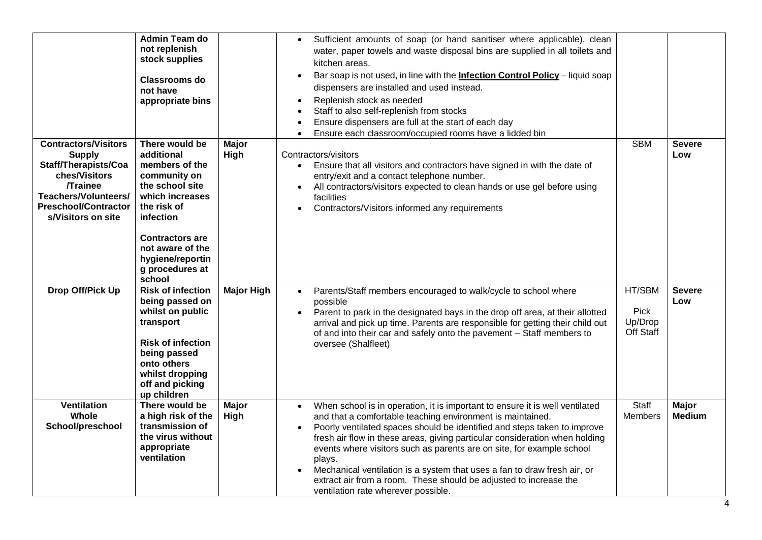| | | | | | |
|---|---|---|---|---|---|
| | **Admin Team do not replenish stock supplies**<br><br>**Classrooms do not have appropriate bins** | | • Sufficient amounts of soap (or hand sanitiser where applicable), clean water, paper towels and waste disposal bins are supplied in all toilets and kitchen areas.<br>• Bar soap is not used, in line with the **Infection Control Policy** – liquid soap dispensers are installed and used instead.<br>• Replenish stock as needed<br>• Staff to also self-replenish from stocks<br>• Ensure dispensers are full at the start of each day<br>• Ensure each classroom/occupied rooms have a lidded bin | | |
| **Contractors/Visitors Supply Staff/Therapists/Coaches/Visitors /Trainee Teachers/Volunteers/ Preschool/Contractors/Visitors on site** | **There would be additional members of the community on the school site which increases the risk of infection**<br><br>**Contractors are not aware of the hygiene/reporting procedures at school** | **Major High** | Contractors/visitors<br>• Ensure that all visitors and contractors have signed in with the date of entry/exit and a contact telephone number.<br>• All contractors/visitors expected to clean hands or use gel before using facilities<br>• Contractors/Visitors informed any requirements | SBM | **Severe Low** |
| **Drop Off/Pick Up** | **Risk of infection being passed on whilst on public transport**<br><br>**Risk of infection being passed onto others whilst dropping off and picking up children** | **Major High** | • Parents/Staff members encouraged to walk/cycle to school where possible<br>• Parent to park in the designated bays in the drop off area, at their allotted arrival and pick up time. Parents are responsible for getting their child out of and into their car and safely onto the pavement – Staff members to oversee (Shalfleet) | HT/SBM<br><br>Pick Up/Drop Off Staff | **Severe Low** |
| **Ventilation Whole School/preschool** | **There would be a high risk of the transmission of the virus without appropriate ventilation** | **Major High** | • When school is in operation, it is important to ensure it is well ventilated and that a comfortable teaching environment is maintained.<br>• Poorly ventilated spaces should be identified and steps taken to improve fresh air flow in these areas, giving particular consideration when holding events where visitors such as parents are on site, for example school plays.<br>• Mechanical ventilation is a system that uses a fan to draw fresh air, or extract air from a room. These should be adjusted to increase the ventilation rate wherever possible. | Staff Members | **Major Medium** |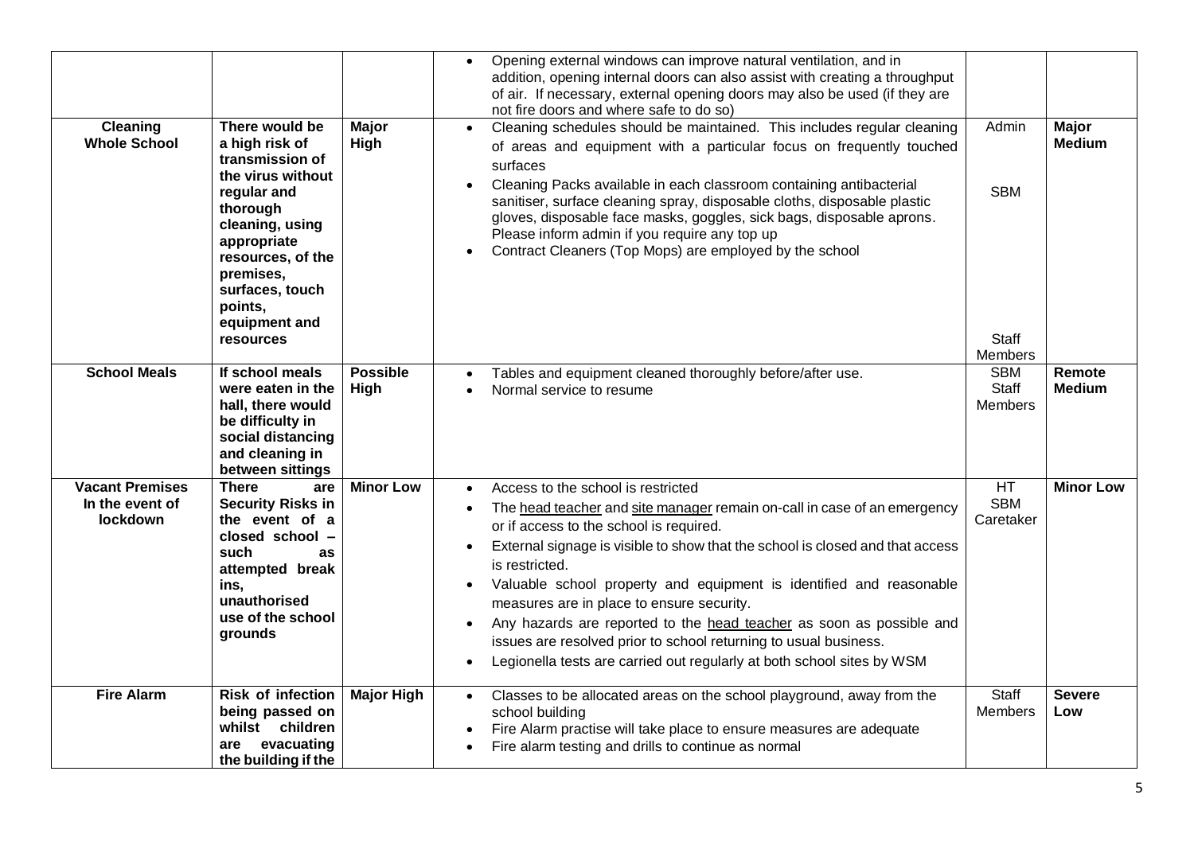| | | | | | |
|---|---|---|---|---|---|
| | | | • Opening external windows can improve natural ventilation, and in addition, opening internal doors can also assist with creating a throughput of air. If necessary, external opening doors may also be used (if they are not fire doors and where safe to do so) | | |
| **Cleaning Whole School** | **There would be a high risk of transmission of the virus without regular and thorough cleaning, using appropriate resources, of the premises, surfaces, touch points, equipment and resources** | **Major High** | • Cleaning schedules should be maintained. This includes regular cleaning of areas and equipment with a particular focus on frequently touched surfaces<br>• Cleaning Packs available in each classroom containing antibacterial sanitiser, surface cleaning spray, disposable cloths, disposable plastic gloves, disposable face masks, goggles, sick bags, disposable aprons. Please inform admin if you require any top up<br>• Contract Cleaners (Top Mops) are employed by the school | Admin<br>SBM<br>Staff Members | **Major Medium** |
| **School Meals** | **If school meals were eaten in the hall, there would be difficulty in social distancing and cleaning in between sittings** | **Possible High** | • Tables and equipment cleaned thoroughly before/after use.<br>• Normal service to resume | SBM<br>Staff Members | **Remote Medium** |
| **Vacant Premises In the event of lockdown** | **There are Security Risks in the event of a closed school – such as attempted break ins, unauthorised use of the school grounds** | **Minor Low** | • Access to the school is restricted<br>• The head teacher and site manager remain on-call in case of an emergency or if access to the school is required.<br>• External signage is visible to show that the school is closed and that access is restricted.<br>• Valuable school property and equipment is identified and reasonable measures are in place to ensure security.<br>• Any hazards are reported to the head teacher as soon as possible and issues are resolved prior to school returning to usual business.<br>• Legionella tests are carried out regularly at both school sites by WSM | HT<br>SBM<br>Caretaker | **Minor Low** |
| **Fire Alarm** | **Risk of infection being passed on whilst children are evacuating the building if the** | **Major High** | • Classes to be allocated areas on the school playground, away from the school building<br>• Fire Alarm practise will take place to ensure measures are adequate<br>• Fire alarm testing and drills to continue as normal | Staff Members | **Severe Low** |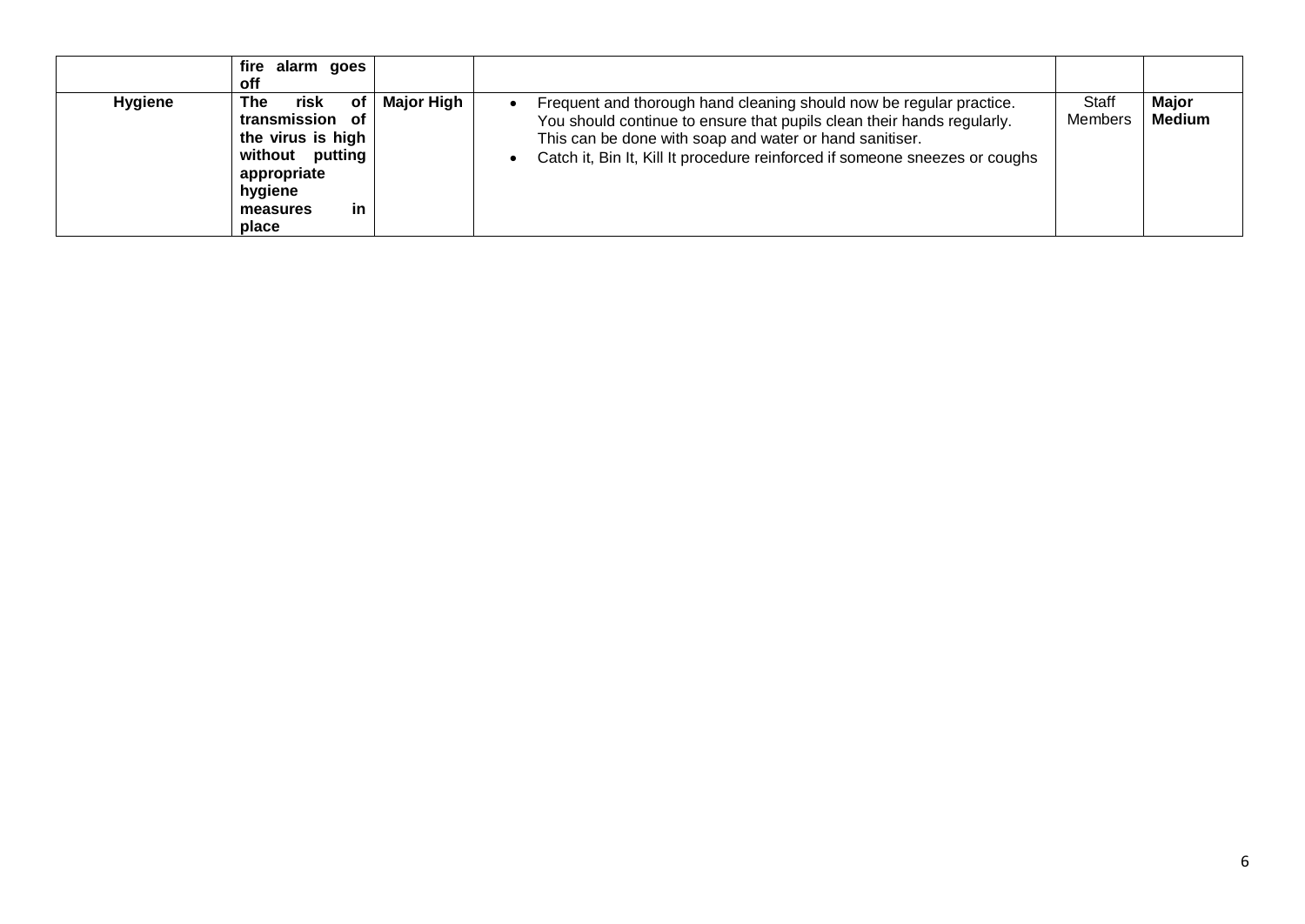| | | | | | |
|---|---|---|---|---|---|
| | **fire alarm goes off** | | | | |
| **Hygiene** | **The risk of transmission of the virus is high without putting appropriate hygiene measures in place** | **Major High** | • Frequent and thorough hand cleaning should now be regular practice. You should continue to ensure that pupils clean their hands regularly. This can be done with soap and water or hand sanitiser.<br>• Catch it, Bin It, Kill It procedure reinforced if someone sneezes or coughs | Staff Members | **Major Medium** |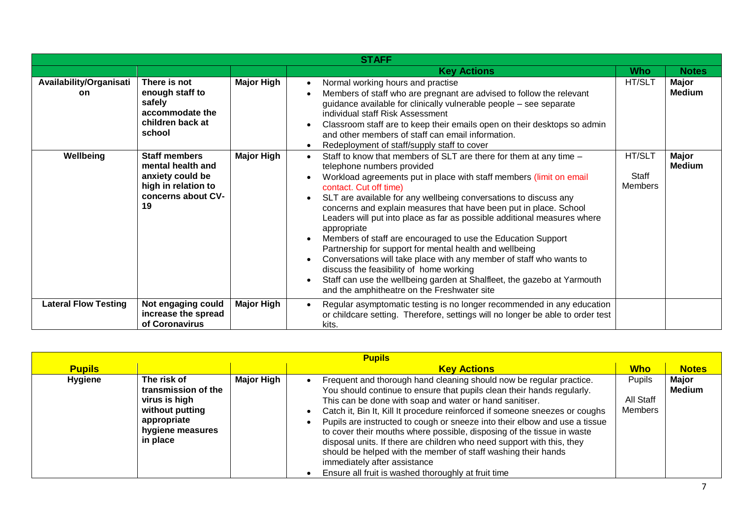| STAFF | | | | | |
|---|---|---|---|---|---|
| | | | **Key Actions** | **Who** | **Notes** |
| **Availability/Organisation** | **There is not enough staff to safely accommodate the children back at school** | **Major High** | • Normal working hours and practise<br>• Members of staff who are pregnant are advised to follow the relevant guidance available for clinically vulnerable people – see separate individual staff Risk Assessment<br>• Classroom staff are to keep their emails open on their desktops so admin and other members of staff can email information.<br>• Redeployment of staff/supply staff to cover | HT/SLT | **Major Medium** |
| **Wellbeing** | **Staff members mental health and anxiety could be high in relation to concerns about CV-19** | **Major High** | • Staff to know that members of SLT are there for them at any time – telephone numbers provided<br>• Workload agreements put in place with staff members (limit on email contact. Cut off time)<br>• SLT are available for any wellbeing conversations to discuss any concerns and explain measures that have been put in place. School Leaders will put into place as far as possible additional measures where appropriate<br>• Members of staff are encouraged to use the Education Support Partnership for support for mental health and wellbeing<br>• Conversations will take place with any member of staff who wants to discuss the feasibility of home working<br>• Staff can use the wellbeing garden at Shalfleet, the gazebo at Yarmouth and the amphitheatre on the Freshwater site | HT/SLT<br><br>Staff Members | **Major Medium** |
| **Lateral Flow Testing** | **Not engaging could increase the spread of Coronavirus** | **Major High** | • Regular asymptomatic testing is no longer recommended in any education or childcare setting. Therefore, settings will no longer be able to order test kits. | | |

| Pupils | | | | | |
|---|---|---|---|---|---|
| **Pupils** | | | **Key Actions** | **Who** | **Notes** |
| **Hygiene** | **The risk of transmission of the virus is high without putting appropriate hygiene measures in place** | **Major High** | • Frequent and thorough hand cleaning should now be regular practice. You should continue to ensure that pupils clean their hands regularly. This can be done with soap and water or hand sanitiser.<br>• Catch it, Bin It, Kill It procedure reinforced if someone sneezes or coughs<br>• Pupils are instructed to cough or sneeze into their elbow and use a tissue to cover their mouths where possible, disposing of the tissue in waste disposal units. If there are children who need support with this, they should be helped with the member of staff washing their hands immediately after assistance<br>• Ensure all fruit is washed thoroughly at fruit time | Pupils<br><br>All Staff Members | **Major Medium** |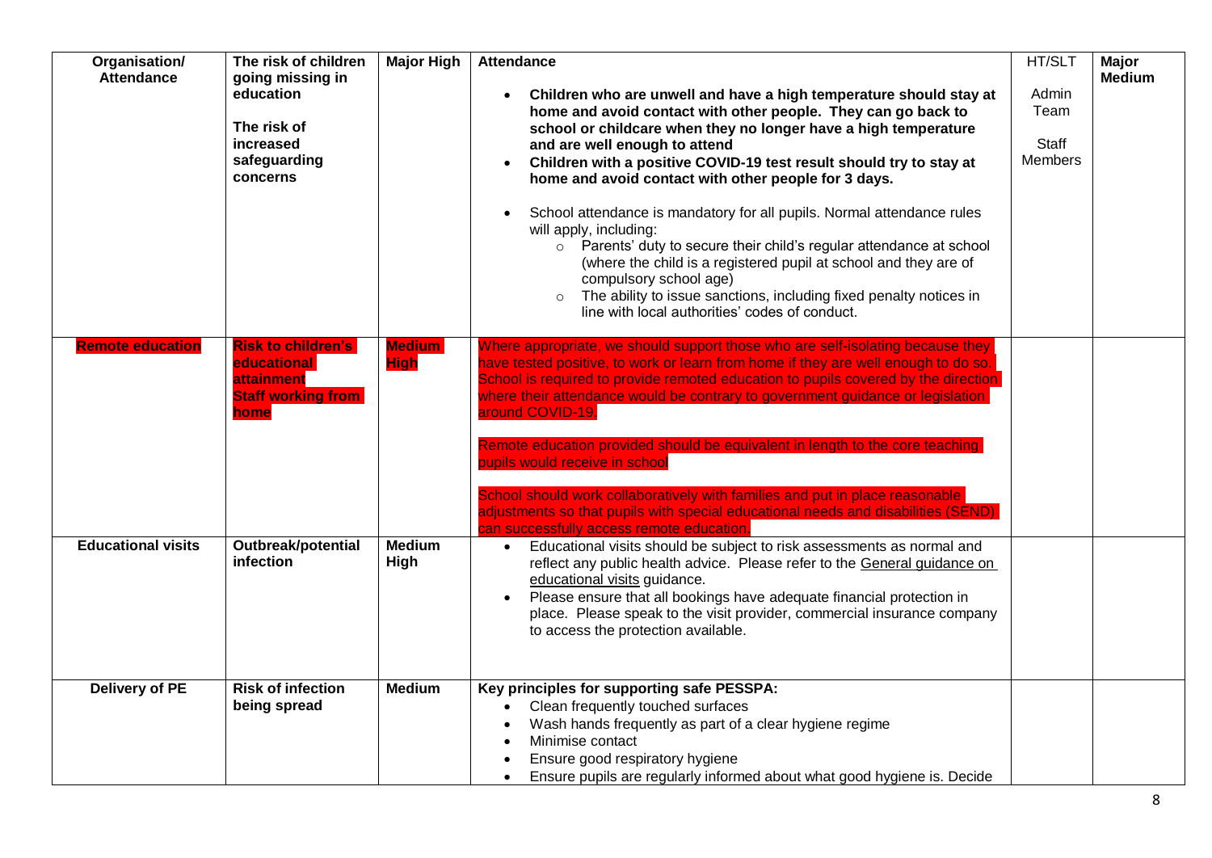| Organisation/ Attendance | The risk of children going missing in education<br><br>The risk of increased safeguarding concerns | Major High | **Attendance**<br><br>• **Children who are unwell and have a high temperature should stay at home and avoid contact with other people. They can go back to school or childcare when they no longer have a high temperature and are well enough to attend**<br>• **Children with a positive COVID-19 test result should try to stay at home and avoid contact with other people for 3 days.**<br><br>• School attendance is mandatory for all pupils. Normal attendance rules will apply, including:<br>  ○ Parents' duty to secure their child's regular attendance at school (where the child is a registered pupil at school and they are of compulsory school age)<br>  ○ The ability to issue sanctions, including fixed penalty notices in line with local authorities' codes of conduct. | HT/SLT<br><br>Admin Team<br><br>Staff Members | Major Medium |
|---|---|---|---|---|---|
| **Remote education** | **Risk to children's educational attainment**<br>**Staff working from home** | **Medium High** | Where appropriate, we should support those who are self-isolating because they have tested positive, to work or learn from home if they are well enough to do so. School is required to provide remoted education to pupils covered by the direction where their attendance would be contrary to government guidance or legislation around COVID-19.<br><br>Remote education provided should be equivalent in length to the core teaching pupils would receive in school<br><br>School should work collaboratively with families and put in place reasonable adjustments so that pupils with special educational needs and disabilities (SEND) can successfully access remote education. | | |
| **Educational visits** | **Outbreak/potential infection** | **Medium High** | • Educational visits should be subject to risk assessments as normal and reflect any public health advice. Please refer to the General guidance on educational visits guidance.<br>• Please ensure that all bookings have adequate financial protection in place. Please speak to the visit provider, commercial insurance company to access the protection available. | | |
| **Delivery of PE** | **Risk of infection being spread** | **Medium** | **Key principles for supporting safe PESSPA:**<br>• Clean frequently touched surfaces<br>• Wash hands frequently as part of a clear hygiene regime<br>• Minimise contact<br>• Ensure good respiratory hygiene<br>• Ensure pupils are regularly informed about what good hygiene is. Decide | | |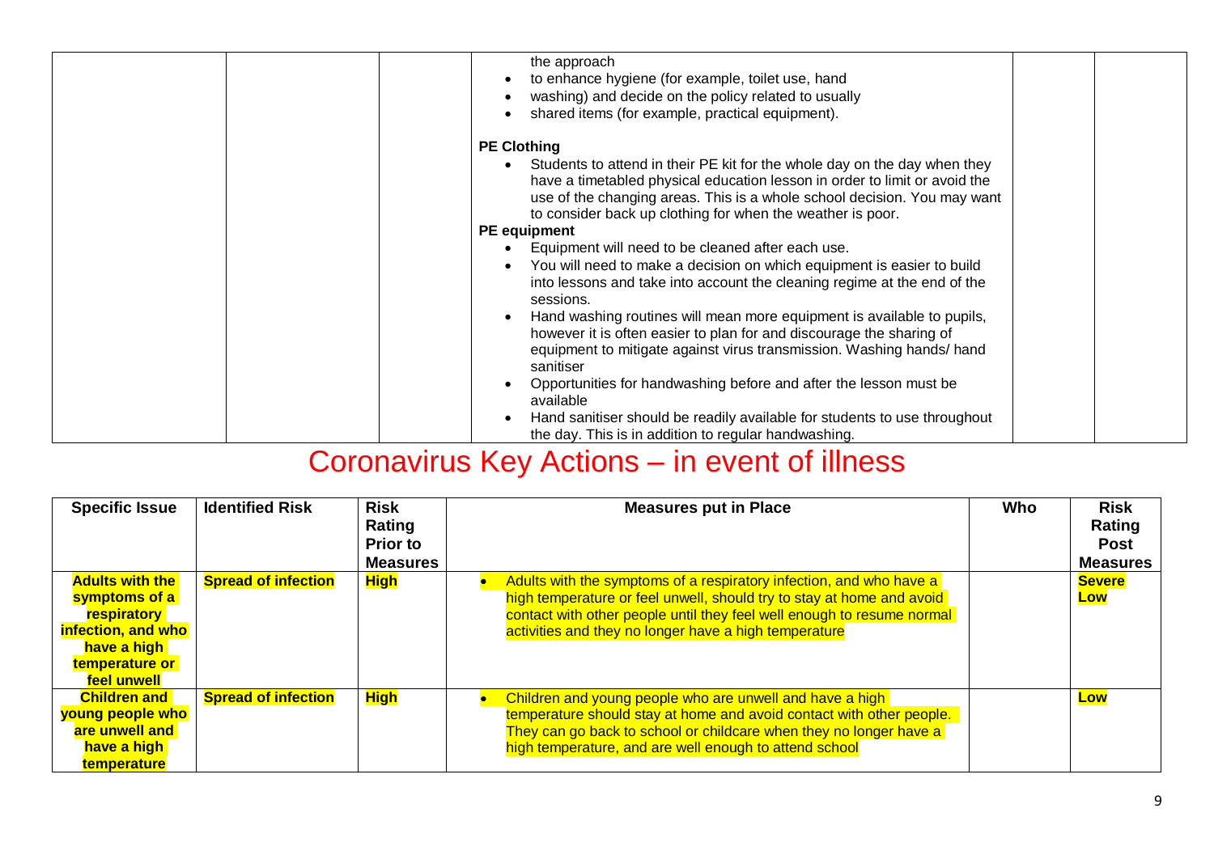| | | | the approach<br>• to enhance hygiene (for example, toilet use, hand<br>• washing) and decide on the policy related to usually<br>• shared items (for example, practical equipment).<br><br>**PE Clothing**<br>• Students to attend in their PE kit for the whole day on the day when they have a timetabled physical education lesson in order to limit or avoid the use of the changing areas. This is a whole school decision. You may want to consider back up clothing for when the weather is poor.<br>**PE equipment**<br>• Equipment will need to be cleaned after each use.<br>• You will need to make a decision on which equipment is easier to build into lessons and take into account the cleaning regime at the end of the sessions.<br>• Hand washing routines will mean more equipment is available to pupils, however it is often easier to plan for and discourage the sharing of equipment to mitigate against virus transmission. Washing hands/ hand sanitiser<br>• Opportunities for handwashing before and after the lesson must be available<br>• Hand sanitiser should be readily available for students to use throughout the day. This is in addition to regular handwashing. | | |
|---|---|---|---|---|---|

# Coronavirus Key Actions – in event of illness

| Specific Issue | Identified Risk | Risk Rating Prior to Measures | Measures put in Place | Who | Risk Rating Post Measures |
|---|---|---|---|---|---|
| **Adults with the symptoms of a respiratory infection, and who have a high temperature or feel unwell** | **Spread of infection** | **High** | • Adults with the symptoms of a respiratory infection, and who have a high temperature or feel unwell, should try to stay at home and avoid contact with other people until they feel well enough to resume normal activities and they no longer have a high temperature | | **Severe Low** |
| **Children and young people who are unwell and have a high temperature** | **Spread of infection** | **High** | • Children and young people who are unwell and have a high temperature should stay at home and avoid contact with other people. They can go back to school or childcare when they no longer have a high temperature, and are well enough to attend school | | **Low** |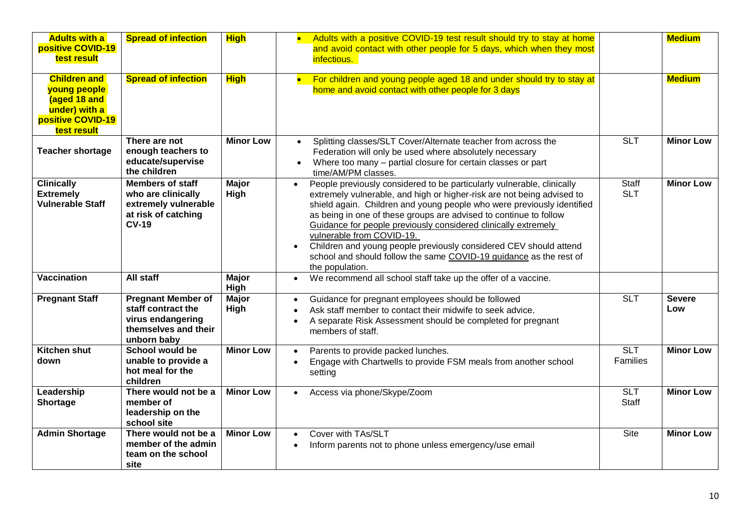| | | | | | |
|---|---|---|---|---|---|
| **Adults with a positive COVID-19 test result** | **Spread of infection** | **High** | • Adults with a positive COVID-19 test result should try to stay at home and avoid contact with other people for 5 days, which when they most infectious. | | **Medium** |
| **Children and young people (aged 18 and under) with a positive COVID-19 test result** | **Spread of infection** | **High** | • For children and young people aged 18 and under should try to stay at home and avoid contact with other people for 3 days | | **Medium** |
| **Teacher shortage** | **There are not enough teachers to educate/supervise the children** | **Minor Low** | • Splitting classes/SLT Cover/Alternate teacher from across the Federation will only be used where absolutely necessary<br>• Where too many – partial closure for certain classes or part time/AM/PM classes. | SLT | **Minor Low** |
| **Clinically Extremely Vulnerable Staff** | **Members of staff who are clinically extremely vulnerable at risk of catching CV-19** | **Major High** | • People previously considered to be particularly vulnerable, clinically extremely vulnerable, and high or higher-risk are not being advised to shield again. Children and young people who were previously identified as being in one of these groups are advised to continue to follow Guidance for people previously considered clinically extremely vulnerable from COVID-19.<br>• Children and young people previously considered CEV should attend school and should follow the same COVID-19 guidance as the rest of the population. | Staff SLT | **Minor Low** |
| **Vaccination** | **All staff** | **Major High** | • We recommend all school staff take up the offer of a vaccine. | | |
| **Pregnant Staff** | **Pregnant Member of staff contract the virus endangering themselves and their unborn baby** | **Major High** | • Guidance for pregnant employees should be followed<br>• Ask staff member to contact their midwife to seek advice.<br>• A separate Risk Assessment should be completed for pregnant members of staff. | SLT | **Severe Low** |
| **Kitchen shut down** | **School would be unable to provide a hot meal for the children** | **Minor Low** | • Parents to provide packed lunches.<br>• Engage with Chartwells to provide FSM meals from another school setting | SLT Families | **Minor Low** |
| **Leadership Shortage** | **There would not be a member of leadership on the school site** | **Minor Low** | • Access via phone/Skype/Zoom | SLT Staff | **Minor Low** |
| **Admin Shortage** | **There would not be a member of the admin team on the school site** | **Minor Low** | • Cover with TAs/SLT<br>• Inform parents not to phone unless emergency/use email | Site | **Minor Low** |